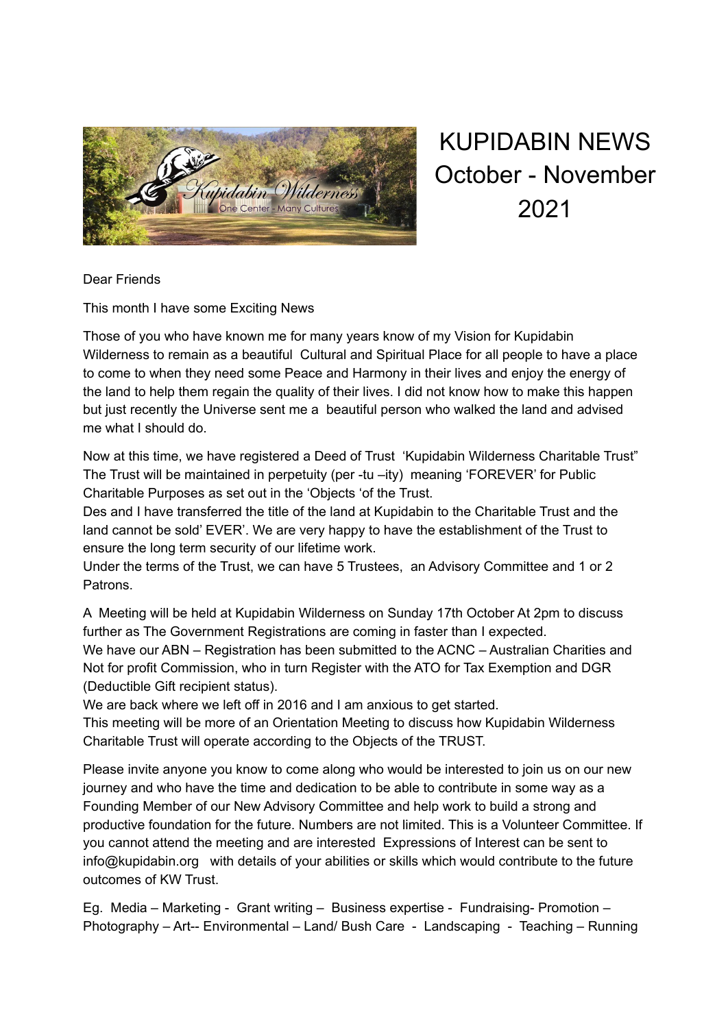# KUPIDABIN NEWS October - November 2021

Dear Friends

This month I have some Exciting News

Those of you who have known me for many years know of my Vision for Kupidabin Wilderness to remain as a beautiful Cultural and Spiritual Place for all people to have a place to come to when they need some Peace and Harmony in their lives and enjoy the energy of the land to help them regain the quality of their lives. I did not know how to make this happen but just recently the Universe sent me a beautiful person who walked the land and advised me what I should do.

Now at this time, we have registered a Deed of Trust 'Kupidabin Wilderness Charitable Trust" The Trust will be maintained in perpetuity (per -tu –ity) meaning 'FOREVER' for Public Charitable Purposes as set out in the 'Objects 'of the Trust.
Des and I have transferred the title of the land at Kupidabin to the Charitable Trust and the land cannot be sold' EVER'. We are very happy to have the establishment of the Trust to ensure the long term security of our lifetime work.
Under the terms of the Trust, we can have 5 Trustees, an Advisory Committee and 1 or 2 Patrons.

A Meeting will be held at Kupidabin Wilderness on Sunday 17th October At 2pm to discuss further as The Government Registrations are coming in faster than I expected.
We have our ABN – Registration has been submitted to the ACNC – Australian Charities and Not for profit Commission, who in turn Register with the ATO for Tax Exemption and DGR (Deductible Gift recipient status).
We are back where we left off in 2016 and I am anxious to get started.
This meeting will be more of an Orientation Meeting to discuss how Kupidabin Wilderness Charitable Trust will operate according to the Objects of the TRUST.

Please invite anyone you know to come along who would be interested to join us on our new journey and who have the time and dedication to be able to contribute in some way as a Founding Member of our New Advisory Committee and help work to build a strong and productive foundation for the future. Numbers are not limited. This is a Volunteer Committee. If you cannot attend the meeting and are interested Expressions of Interest can be sent to info@kupidabin.org with details of your abilities or skills which would contribute to the future outcomes of KW Trust.

Eg. Media – Marketing - Grant writing – Business expertise - Fundraising- Promotion – Photography – Art-- Environmental – Land/ Bush Care - Landscaping - Teaching – Running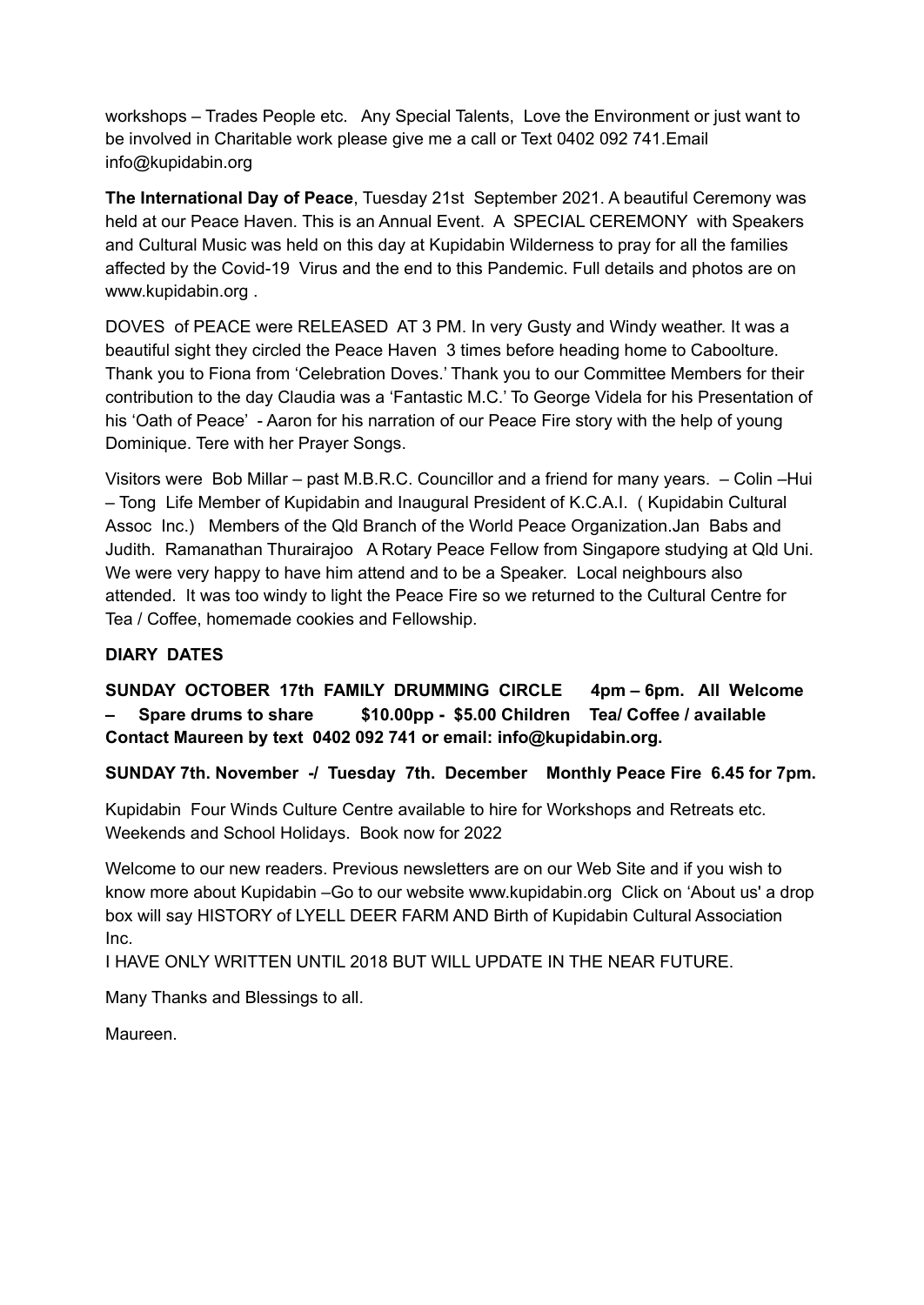workshops – Trades People etc. Any Special Talents, Love the Environment or just want to be involved in Charitable work please give me a call or Text 0402 092 741.Email info@kupidabin.org

**The International Day of Peace**, Tuesday 21st September 2021. A beautiful Ceremony was held at our Peace Haven. This is an Annual Event. A SPECIAL CEREMONY with Speakers and Cultural Music was held on this day at Kupidabin Wilderness to pray for all the families affected by the Covid-19 Virus and the end to this Pandemic. Full details and photos are on www.kupidabin.org .

DOVES of PEACE were RELEASED AT 3 PM. In very Gusty and Windy weather. It was a beautiful sight they circled the Peace Haven 3 times before heading home to Caboolture. Thank you to Fiona from 'Celebration Doves.' Thank you to our Committee Members for their contribution to the day Claudia was a 'Fantastic M.C.' To George Videla for his Presentation of his 'Oath of Peace' - Aaron for his narration of our Peace Fire story with the help of young Dominique. Tere with her Prayer Songs.

Visitors were Bob Millar – past M.B.R.C. Councillor and a friend for many years. – Colin –Hui – Tong Life Member of Kupidabin and Inaugural President of K.C.A.I. ( Kupidabin Cultural Assoc Inc.) Members of the Qld Branch of the World Peace Organization.Jan Babs and Judith. Ramanathan Thurairajoo A Rotary Peace Fellow from Singapore studying at Qld Uni. We were very happy to have him attend and to be a Speaker. Local neighbours also attended. It was too windy to light the Peace Fire so we returned to the Cultural Centre for Tea / Coffee, homemade cookies and Fellowship.

**DIARY DATES**

**SUNDAY OCTOBER 17th FAMILY DRUMMING CIRCLE 4pm – 6pm. All Welcome – Spare drums to share $10.00pp - $5.00 Children Tea/ Coffee / available Contact Maureen by text 0402 092 741 or email: info@kupidabin.org.**

**SUNDAY 7th. November -/ Tuesday 7th. December Monthly Peace Fire 6.45 for 7pm.**

Kupidabin Four Winds Culture Centre available to hire for Workshops and Retreats etc. Weekends and School Holidays. Book now for 2022

Welcome to our new readers. Previous newsletters are on our Web Site and if you wish to know more about Kupidabin –Go to our website www.kupidabin.org Click on 'About us' a drop box will say HISTORY of LYELL DEER FARM AND Birth of Kupidabin Cultural Association Inc.
I HAVE ONLY WRITTEN UNTIL 2018 BUT WILL UPDATE IN THE NEAR FUTURE.

Many Thanks and Blessings to all.

Maureen.